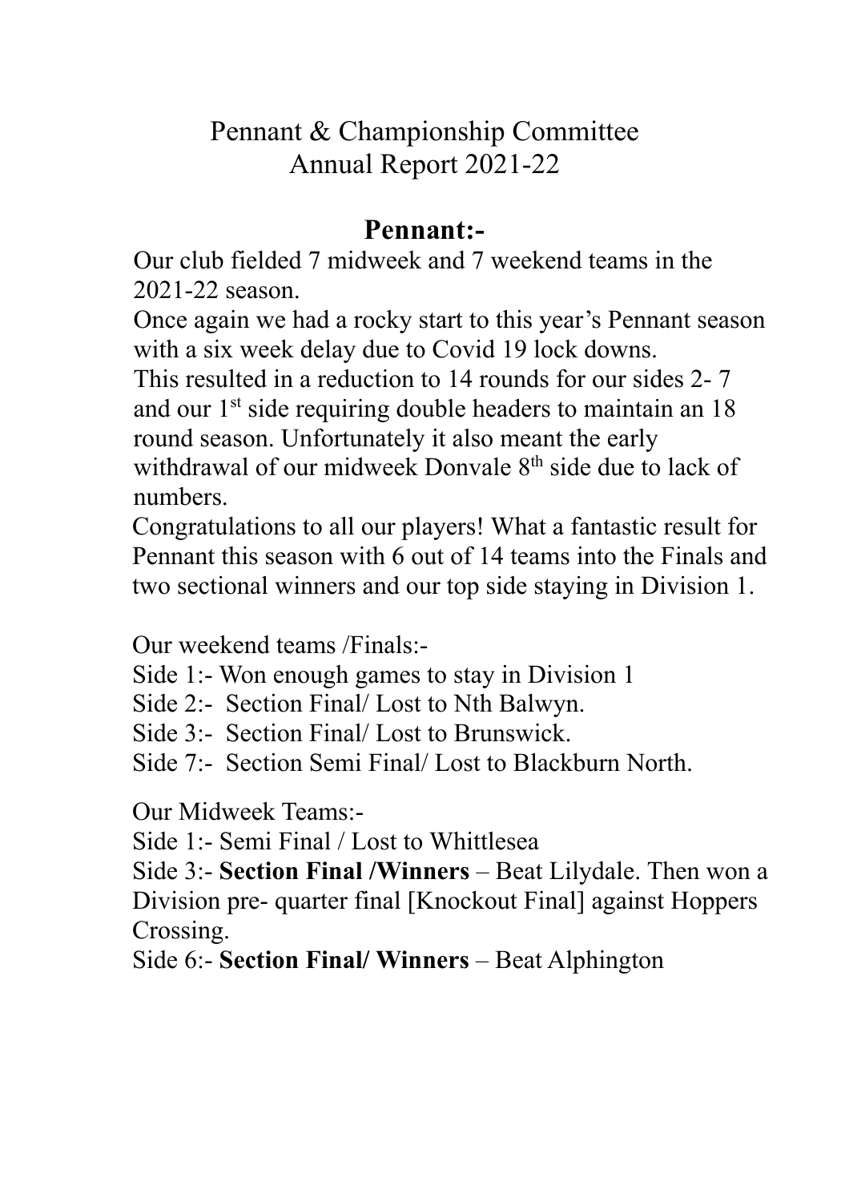# Pennant & Championship Committee
# Annual Report 2021-22

## Pennant:-

Our club fielded 7 midweek and 7 weekend teams in the 2021-22 season.

Once again we had a rocky start to this year's Pennant season with a six week delay due to Covid 19 lock downs.

This resulted in a reduction to 14 rounds for our sides 2- 7 and our 1st side requiring double headers to maintain an 18 round season. Unfortunately it also meant the early withdrawal of our midweek Donvale 8th side due to lack of numbers.

Congratulations to all our players! What a fantastic result for Pennant this season with 6 out of 14 teams into the Finals and two sectional winners and our top side staying in Division 1.

Our weekend teams /Finals:-

Side 1:- Won enough games to stay in Division 1

Side 2:- Section Final/ Lost to Nth Balwyn.

Side 3:- Section Final/ Lost to Brunswick.

Side 7:- Section Semi Final/ Lost to Blackburn North.

Our Midweek Teams:-

Side 1:- Semi Final / Lost to Whittlesea

Side 3:- **Section Final /Winners** – Beat Lilydale. Then won a Division pre- quarter final [Knockout Final] against Hoppers Crossing.

Side 6:- **Section Final/ Winners** – Beat Alphington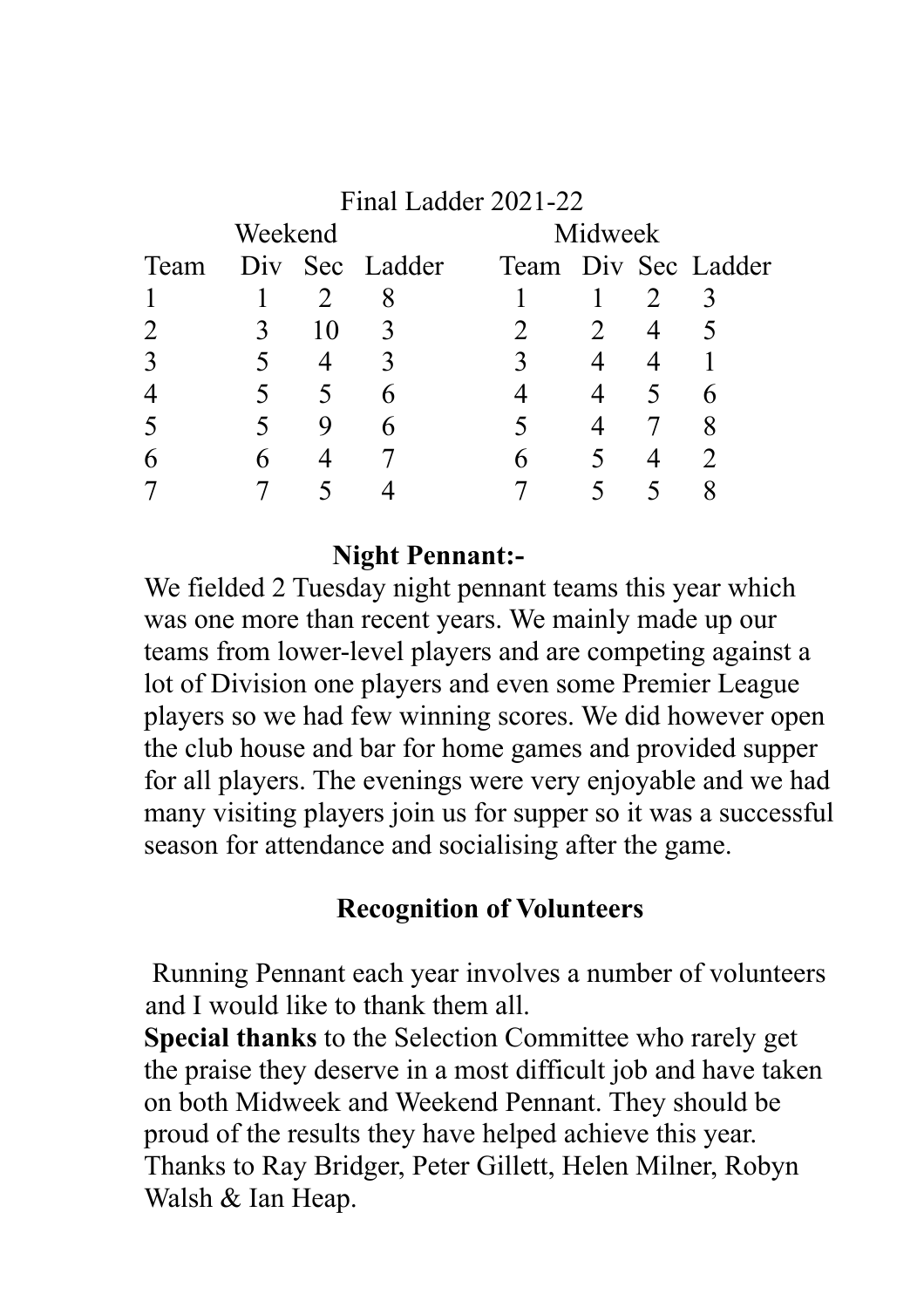Final Ladder 2021-22

| Weekend | | | | Midweek | | | |
|---|---|---|---|---|---|---|---|
| Team | Div | Sec | Ladder | Team | Div | Sec | Ladder |
| 1 | 1 | 2 | 8 | 1 | 1 | 2 | 3 |
| 2 | 3 | 10 | 3 | 2 | 2 | 4 | 5 |
| 3 | 5 | 4 | 3 | 3 | 4 | 4 | 1 |
| 4 | 5 | 5 | 6 | 4 | 4 | 5 | 6 |
| 5 | 5 | 9 | 6 | 5 | 4 | 7 | 8 |
| 6 | 6 | 4 | 7 | 6 | 5 | 4 | 2 |
| 7 | 7 | 5 | 4 | 7 | 5 | 5 | 8 |

**Night Pennant:-**

We fielded 2 Tuesday night pennant teams this year which was one more than recent years. We mainly made up our teams from lower-level players and are competing against a lot of Division one players and even some Premier League players so we had few winning scores. We did however open the club house and bar for home games and provided supper for all players. The evenings were very enjoyable and we had many visiting players join us for supper so it was a successful season for attendance and socialising after the game.

**Recognition of Volunteers**

Running Pennant each year involves a number of volunteers and I would like to thank them all.

**Special thanks** to the Selection Committee who rarely get the praise they deserve in a most difficult job and have taken on both Midweek and Weekend Pennant. They should be proud of the results they have helped achieve this year. Thanks to Ray Bridger, Peter Gillett, Helen Milner, Robyn Walsh & Ian Heap.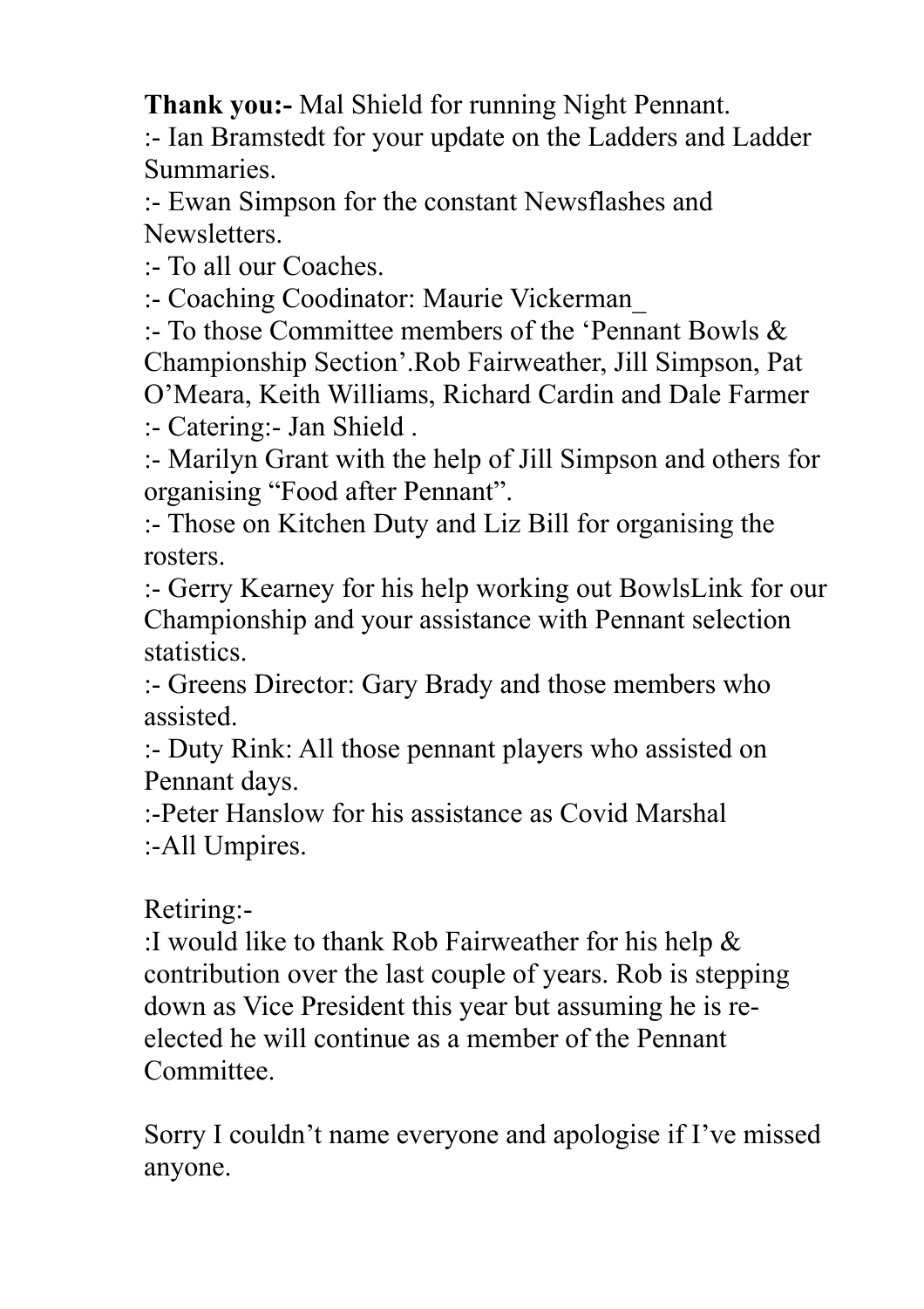**Thank you:-** Mal Shield for running Night Pennant.

:- Ian Bramstedt for your update on the Ladders and Ladder Summaries.

:- Ewan Simpson for the constant Newsflashes and Newsletters.

:- To all our Coaches.

:- Coaching Coodinator: Maurie Vickerman_

:- To those Committee members of the 'Pennant Bowls & Championship Section'.Rob Fairweather, Jill Simpson, Pat O'Meara, Keith Williams, Richard Cardin and Dale Farmer

:- Catering:- Jan Shield .

:- Marilyn Grant with the help of Jill Simpson and others for organising "Food after Pennant".

:- Those on Kitchen Duty and Liz Bill for organising the rosters.

:- Gerry Kearney for his help working out BowlsLink for our Championship and your assistance with Pennant selection statistics.

:- Greens Director: Gary Brady and those members who assisted.

:- Duty Rink: All those pennant players who assisted on Pennant days.

:-Peter Hanslow for his assistance as Covid Marshal

:-All Umpires.

Retiring:-

:I would like to thank Rob Fairweather for his help & contribution over the last couple of years. Rob is stepping down as Vice President this year but assuming he is re-elected he will continue as a member of the Pennant Committee.

Sorry I couldn't name everyone and apologise if I've missed anyone.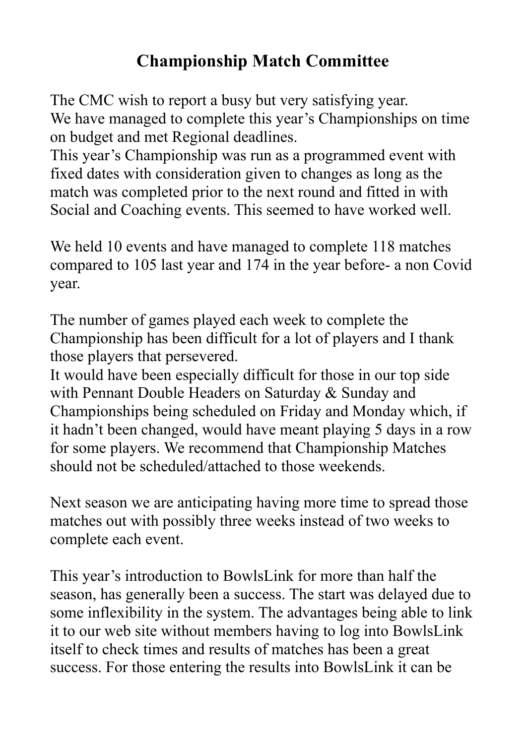# Championship Match Committee

The CMC wish to report a busy but very satisfying year.
We have managed to complete this year's Championships on time on budget and met Regional deadlines.
This year's Championship was run as a programmed event with fixed dates with consideration given to changes as long as the match was completed prior to the next round and fitted in with Social and Coaching events. This seemed to have worked well.

We held 10 events and have managed to complete 118 matches compared to 105 last year and 174 in the year before- a non Covid year.

The number of games played each week to complete the Championship has been difficult for a lot of players and I thank those players that persevered.
It would have been especially difficult for those in our top side with Pennant Double Headers on Saturday & Sunday and Championships being scheduled on Friday and Monday which, if it hadn't been changed, would have meant playing 5 days in a row for some players. We recommend that Championship Matches should not be scheduled/attached to those weekends.

Next season we are anticipating having more time to spread those matches out with possibly three weeks instead of two weeks to complete each event.

This year's introduction to BowlsLink for more than half the season, has generally been a success. The start was delayed due to some inflexibility in the system. The advantages being able to link it to our web site without members having to log into BowlsLink itself to check times and results of matches has been a great success. For those entering the results into BowlsLink it can be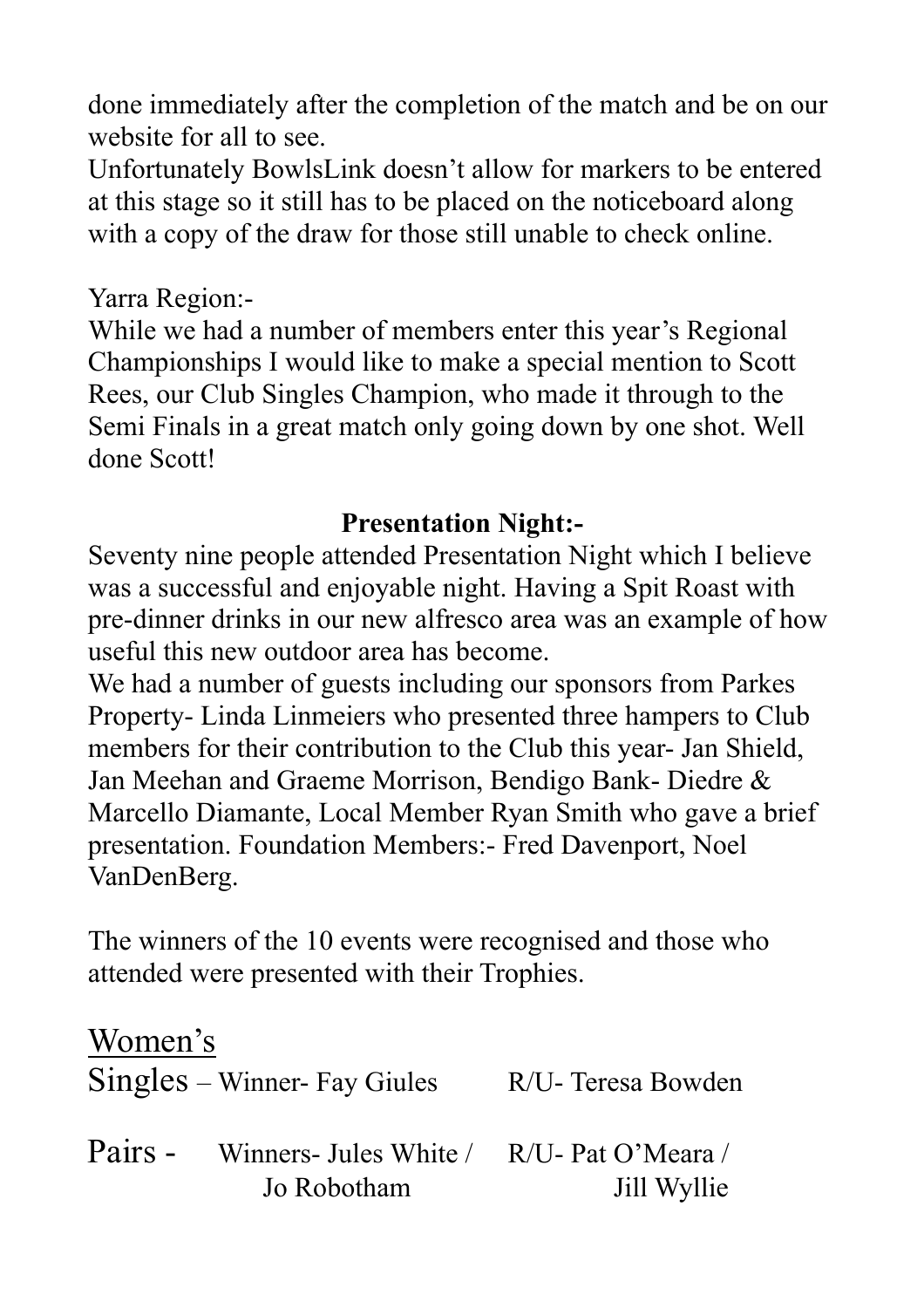done immediately after the completion of the match and be on our website for all to see.
Unfortunately BowlsLink doesn't allow for markers to be entered at this stage so it still has to be placed on the noticeboard along with a copy of the draw for those still unable to check online.

Yarra Region:-
While we had a number of members enter this year's Regional Championships I would like to make a special mention to Scott Rees, our Club Singles Champion, who made it through to the Semi Finals in a great match only going down by one shot. Well done Scott!

## Presentation Night:-

Seventy nine people attended Presentation Night which I believe was a successful and enjoyable night. Having a Spit Roast with pre-dinner drinks in our new alfresco area was an example of how useful this new outdoor area has become.
We had a number of guests including our sponsors from Parkes Property- Linda Linmeiers who presented three hampers to Club members for their contribution to the Club this year- Jan Shield, Jan Meehan and Graeme Morrison, Bendigo Bank- Diedre & Marcello Diamante, Local Member Ryan Smith who gave a brief presentation. Foundation Members:- Fred Davenport, Noel VanDenBerg.

The winners of the 10 events were recognised and those who attended were presented with their Trophies.

Women's

Singles – Winner- Fay Giules R/U- Teresa Bowden

Pairs - Winners- Jules White / Jo Robotham R/U- Pat O'Meara / Jill Wyllie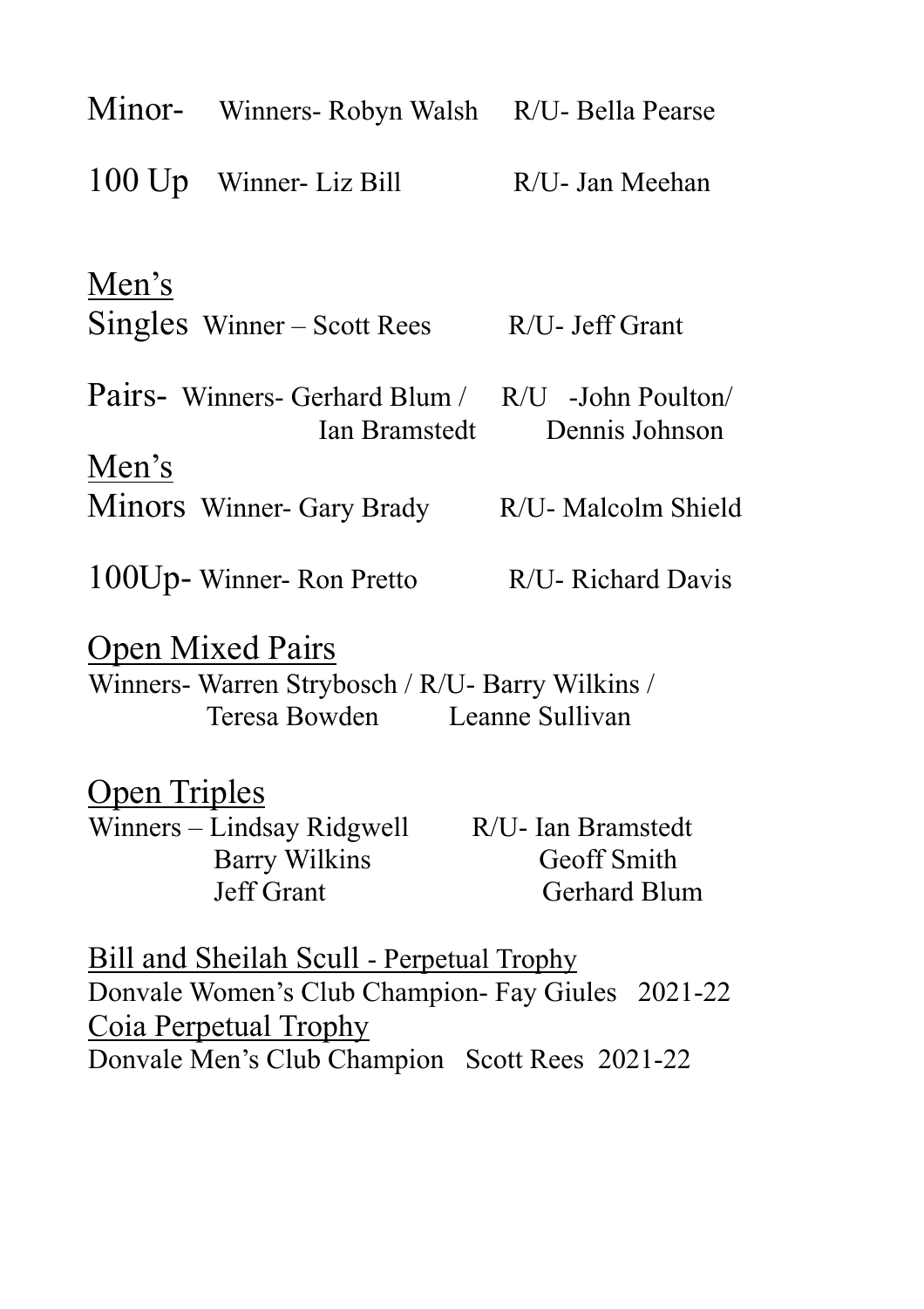Minor- Winners- Robyn Walsh R/U- Bella Pearse

100 Up Winner- Liz Bill R/U- Jan Meehan

<u>Men's</u>

Singles Winner – Scott Rees R/U- Jeff Grant

Pairs- Winners- Gerhard Blum / Ian Bramstedt R/U -John Poulton/ Dennis Johnson

<u>Men's</u>

Minors Winner- Gary Brady R/U- Malcolm Shield

100Up- Winner- Ron Pretto R/U- Richard Davis

<u>Open Mixed Pairs</u>

Winners- Warren Strybosch / Teresa Bowden R/U- Barry Wilkins / Leanne Sullivan

<u>Open Triples</u>

Winners – Lindsay Ridgwell, Barry Wilkins, Jeff Grant

R/U- Ian Bramstedt, Geoff Smith, Gerhard Blum

<u>Bill and Sheilah Scull - Perpetual Trophy</u>

Donvale Women's Club Champion- Fay Giules 2021-22

<u>Coia Perpetual Trophy</u>

Donvale Men's Club Champion Scott Rees 2021-22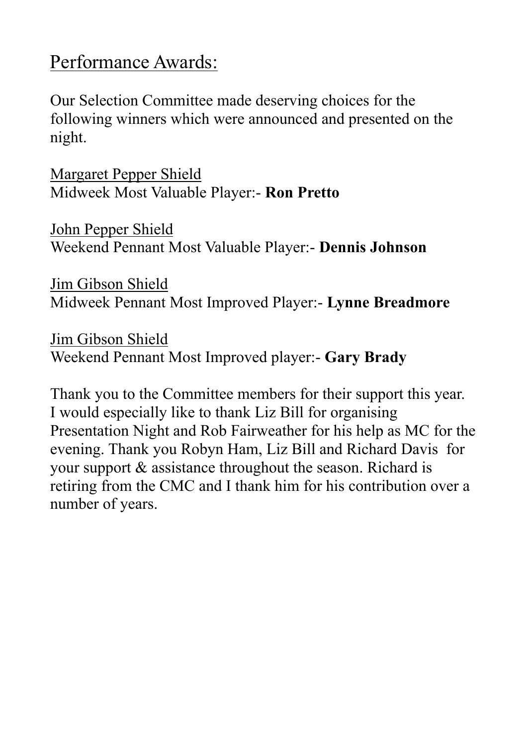## Performance Awards:

Our Selection Committee made deserving choices for the following winners which were announced and presented on the night.

Margaret Pepper Shield
Midweek Most Valuable Player:- **Ron Pretto**

John Pepper Shield
Weekend Pennant Most Valuable Player:- **Dennis Johnson**

Jim Gibson Shield
Midweek Pennant Most Improved Player:- **Lynne Breadmore**

Jim Gibson Shield
Weekend Pennant Most Improved player:- **Gary Brady**

Thank you to the Committee members for their support this year. I would especially like to thank Liz Bill for organising Presentation Night and Rob Fairweather for his help as MC for the evening. Thank you Robyn Ham, Liz Bill and Richard Davis for your support & assistance throughout the season. Richard is retiring from the CMC and I thank him for his contribution over a number of years.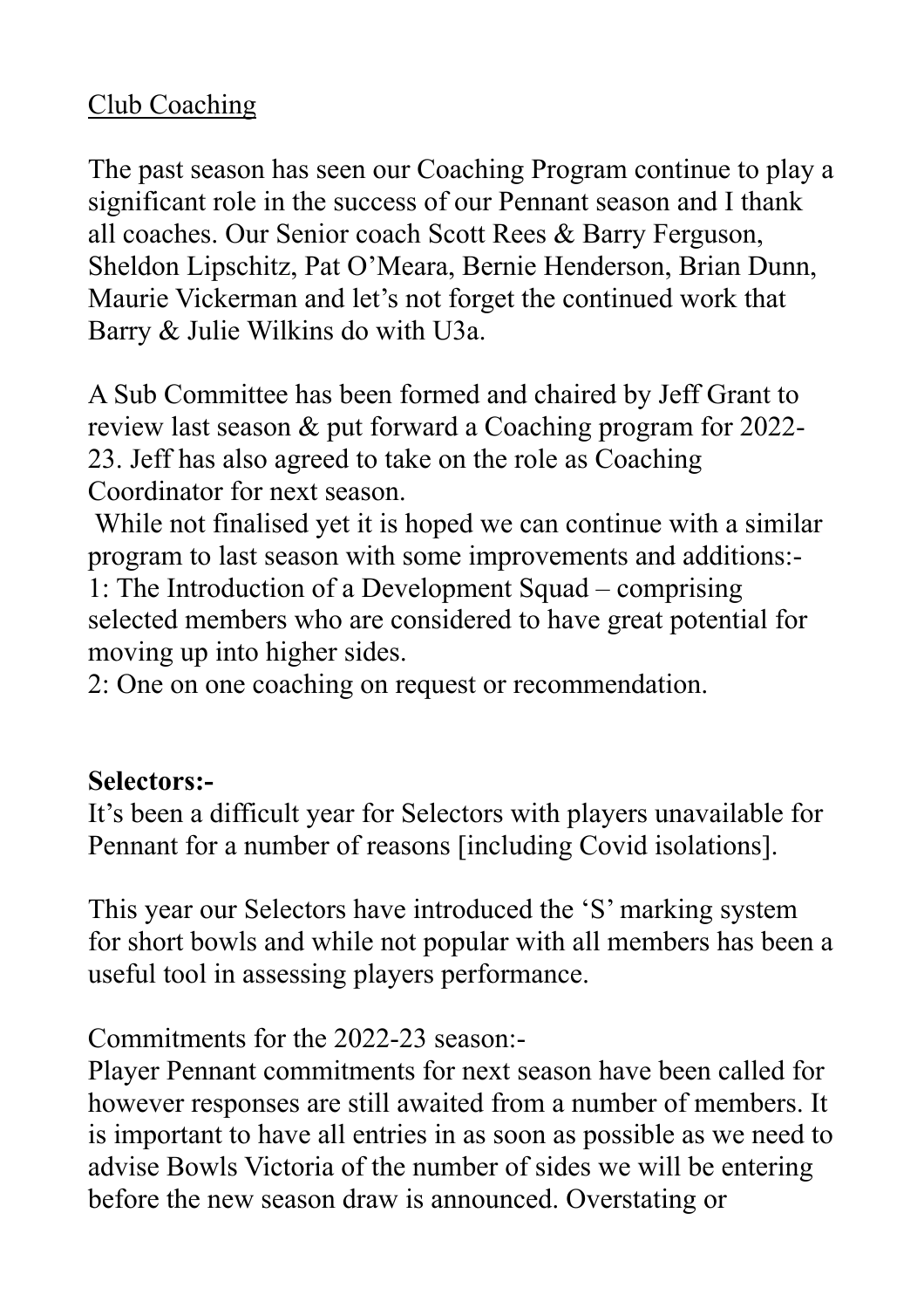<u>Club Coaching</u>

The past season has seen our Coaching Program continue to play a significant role in the success of our Pennant season and I thank all coaches. Our Senior coach Scott Rees & Barry Ferguson, Sheldon Lipschitz, Pat O'Meara, Bernie Henderson, Brian Dunn, Maurie Vickerman and let's not forget the continued work that Barry & Julie Wilkins do with U3a.

A Sub Committee has been formed and chaired by Jeff Grant to review last season & put forward a Coaching program for 2022-23. Jeff has also agreed to take on the role as Coaching Coordinator for next season.

While not finalised yet it is hoped we can continue with a similar program to last season with some improvements and additions:-
1: The Introduction of a Development Squad – comprising selected members who are considered to have great potential for moving up into higher sides.
2: One on one coaching on request or recommendation.

**Selectors:-**

It's been a difficult year for Selectors with players unavailable for Pennant for a number of reasons [including Covid isolations].

This year our Selectors have introduced the 'S' marking system for short bowls and while not popular with all members has been a useful tool in assessing players performance.

Commitments for the 2022-23 season:-

Player Pennant commitments for next season have been called for however responses are still awaited from a number of members. It is important to have all entries in as soon as possible as we need to advise Bowls Victoria of the number of sides we will be entering before the new season draw is announced. Overstating or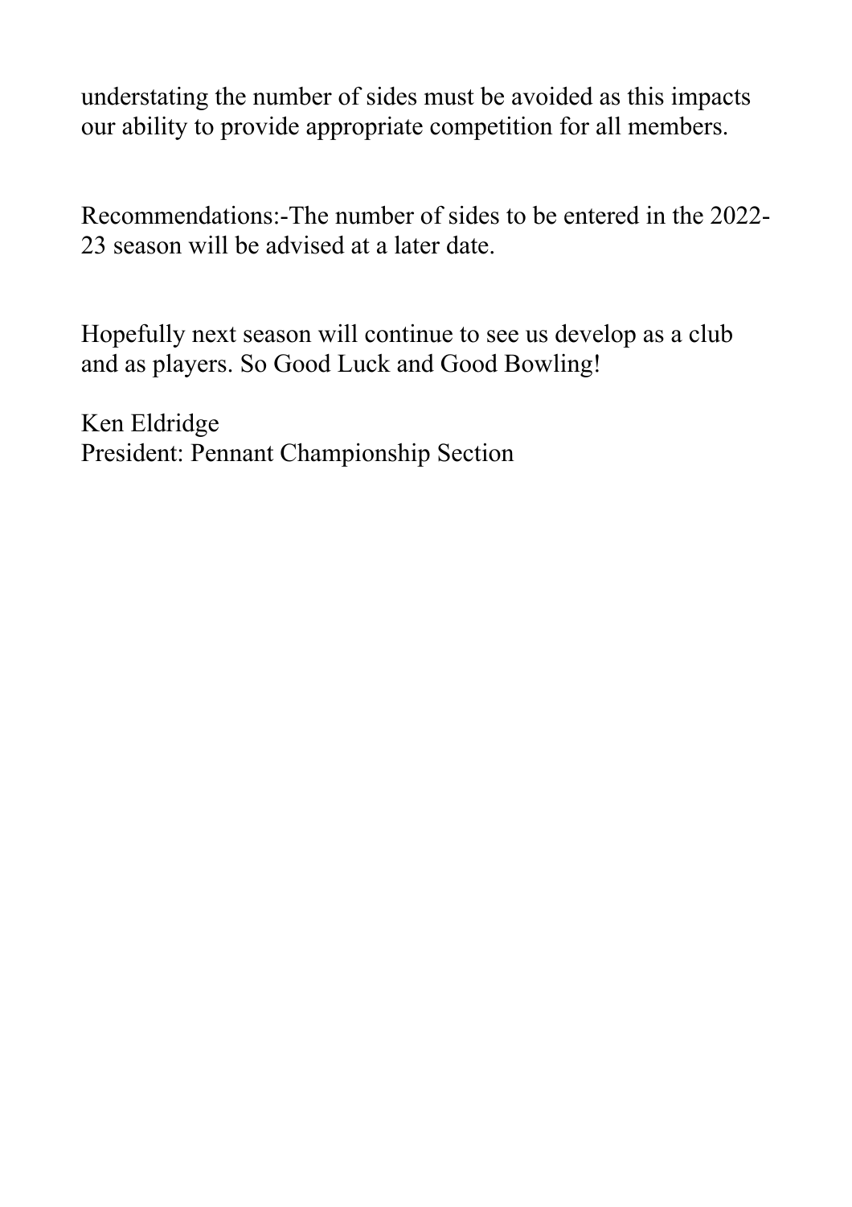understating the number of sides must be avoided as this impacts our ability to provide appropriate competition for all members.

Recommendations:-The number of sides to be entered in the 2022-23 season will be advised at a later date.

Hopefully next season will continue to see us develop as a club and as players. So Good Luck and Good Bowling!

Ken Eldridge
President: Pennant Championship Section